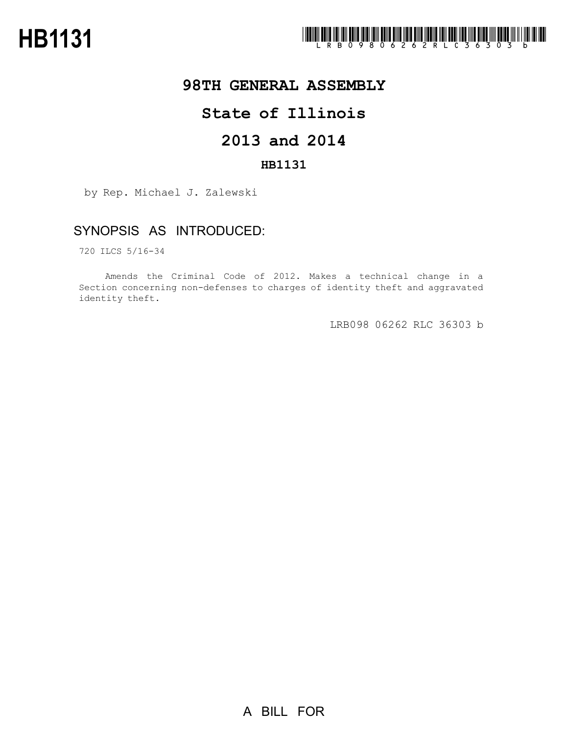# HB1131

LRB098 06262 RLC 36303 b

## 98TH GENERAL ASSEMBLY

## State of Illinois

## 2013 and 2014

### HB1131

by Rep. Michael J. Zalewski

### SYNOPSIS AS INTRODUCED:

720 ILCS 5/16-34

Amends the Criminal Code of 2012. Makes a technical change in a Section concerning non-defenses to charges of identity theft and aggravated identity theft.

LRB098 06262 RLC 36303 b

A BILL FOR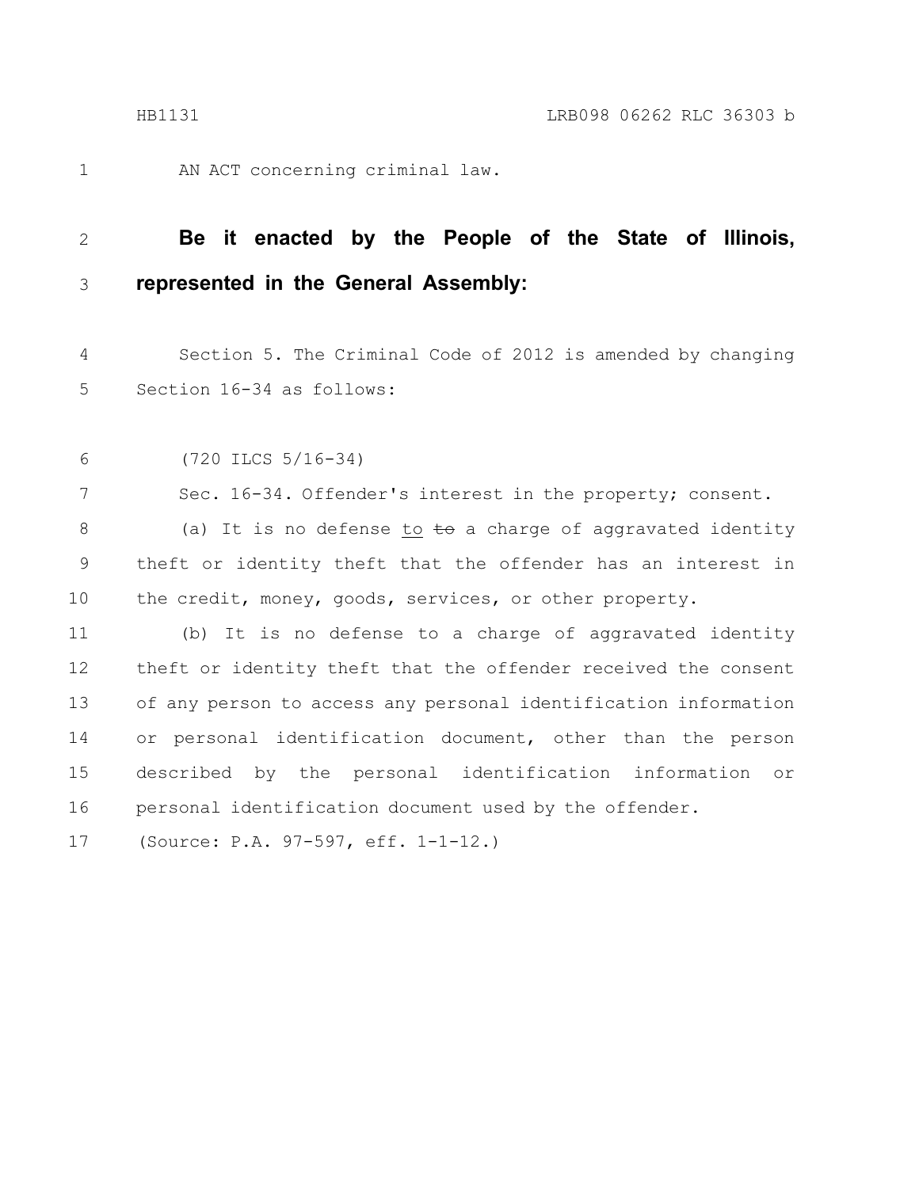AN ACT concerning criminal law.

**Be it enacted by the People of the State of Illinois, represented in the General Assembly:**

Section 5. The Criminal Code of 2012 is amended by changing Section 16-34 as follows:

(720 ILCS 5/16-34)

Sec. 16-34. Offender's interest in the property; consent.

(a) It is no defense to ~~to~~ a charge of aggravated identity theft or identity theft that the offender has an interest in the credit, money, goods, services, or other property.

(b) It is no defense to a charge of aggravated identity theft or identity theft that the offender received the consent of any person to access any personal identification information or personal identification document, other than the person described by the personal identification information or personal identification document used by the offender.

(Source: P.A. 97-597, eff. 1-1-12.)